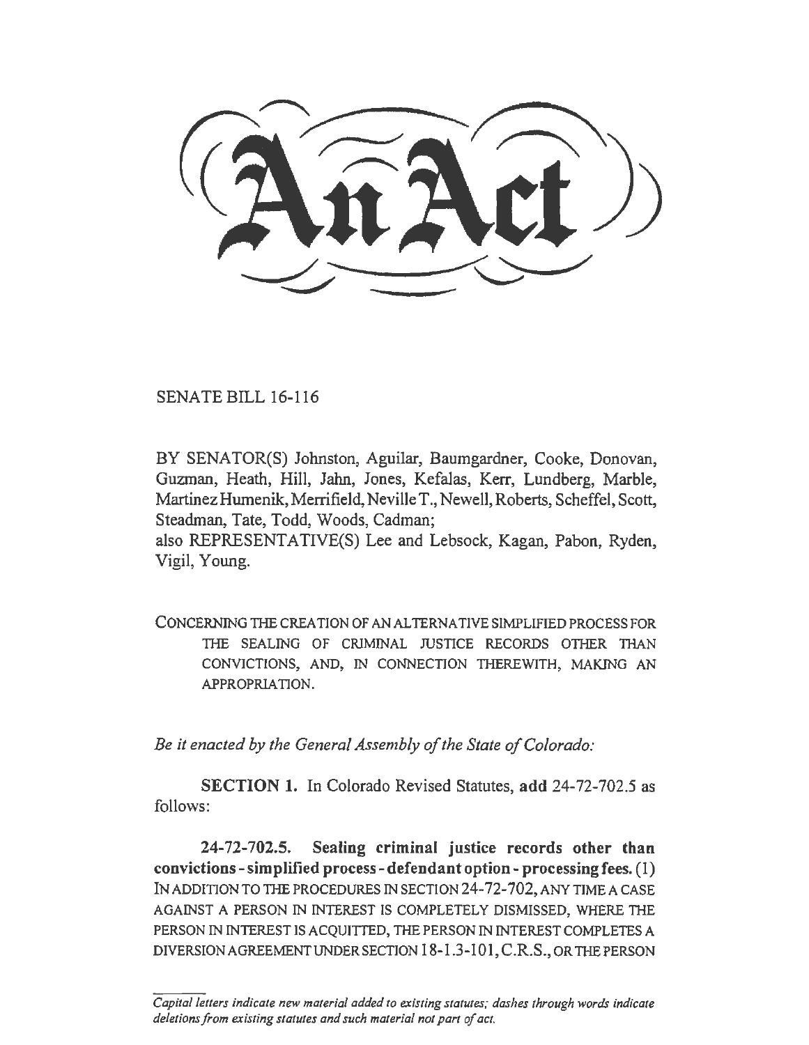# An Act

SENATE BILL 16-116

BY SENATOR(S) Johnston, Aguilar, Baumgardner, Cooke, Donovan, Guzman, Heath, Hill, Jahn, Jones, Kefalas, Kerr, Lundberg, Marble, Martinez Humenik, Merrifield, Neville T., Newell, Roberts, Scheffel, Scott, Steadman, Tate, Todd, Woods, Cadman;
also REPRESENTATIVE(S) Lee and Lebsock, Kagan, Pabon, Ryden, Vigil, Young.

CONCERNING THE CREATION OF AN ALTERNATIVE SIMPLIFIED PROCESS FOR THE SEALING OF CRIMINAL JUSTICE RECORDS OTHER THAN CONVICTIONS, AND, IN CONNECTION THEREWITH, MAKING AN APPROPRIATION.

*Be it enacted by the General Assembly of the State of Colorado:*

**SECTION 1.** In Colorado Revised Statutes, **add** 24-72-702.5 as follows:

**24-72-702.5. Sealing criminal justice records other than convictions - simplified process - defendant option - processing fees.** (1) IN ADDITION TO THE PROCEDURES IN SECTION 24-72-702, ANY TIME A CASE AGAINST A PERSON IN INTEREST IS COMPLETELY DISMISSED, WHERE THE PERSON IN INTEREST IS ACQUITTED, THE PERSON IN INTEREST COMPLETES A DIVERSION AGREEMENT UNDER SECTION 18-1.3-101, C.R.S., OR THE PERSON

*Capital letters indicate new material added to existing statutes; dashes through words indicate deletions from existing statutes and such material not part of act.*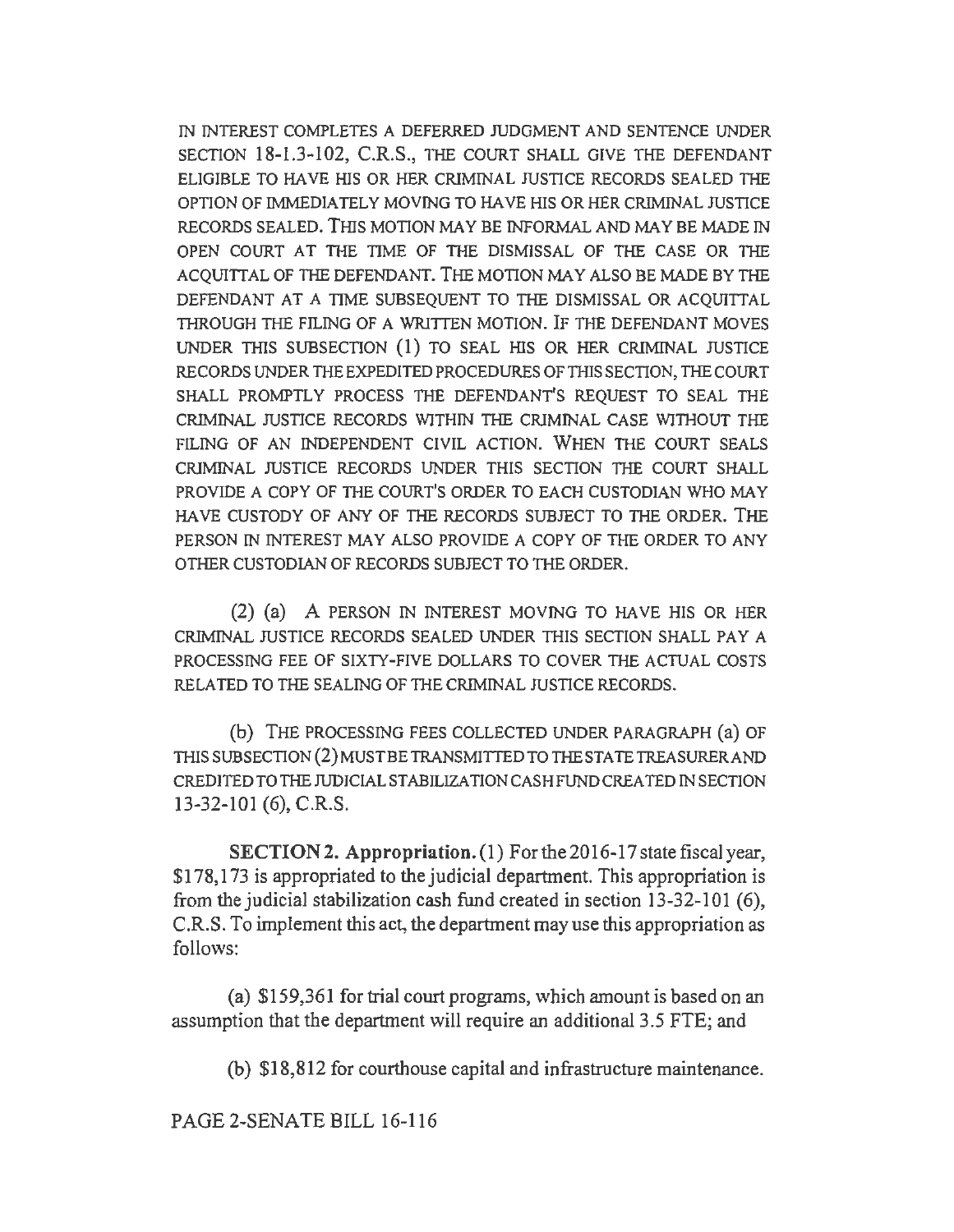IN INTEREST COMPLETES A DEFERRED JUDGMENT AND SENTENCE UNDER SECTION 18-1.3-102, C.R.S., THE COURT SHALL GIVE THE DEFENDANT ELIGIBLE TO HAVE HIS OR HER CRIMINAL JUSTICE RECORDS SEALED THE OPTION OF IMMEDIATELY MOVING TO HAVE HIS OR HER CRIMINAL JUSTICE RECORDS SEALED. THIS MOTION MAY BE INFORMAL AND MAY BE MADE IN OPEN COURT AT THE TIME OF THE DISMISSAL OF THE CASE OR THE ACQUITTAL OF THE DEFENDANT. THE MOTION MAY ALSO BE MADE BY THE DEFENDANT AT A TIME SUBSEQUENT TO THE DISMISSAL OR ACQUITTAL THROUGH THE FILING OF A WRITTEN MOTION. IF THE DEFENDANT MOVES UNDER THIS SUBSECTION (1) TO SEAL HIS OR HER CRIMINAL JUSTICE RECORDS UNDER THE EXPEDITED PROCEDURES OF THIS SECTION, THE COURT SHALL PROMPTLY PROCESS THE DEFENDANT'S REQUEST TO SEAL THE CRIMINAL JUSTICE RECORDS WITHIN THE CRIMINAL CASE WITHOUT THE FILING OF AN INDEPENDENT CIVIL ACTION. WHEN THE COURT SEALS CRIMINAL JUSTICE RECORDS UNDER THIS SECTION THE COURT SHALL PROVIDE A COPY OF THE COURT'S ORDER TO EACH CUSTODIAN WHO MAY HAVE CUSTODY OF ANY OF THE RECORDS SUBJECT TO THE ORDER. THE PERSON IN INTEREST MAY ALSO PROVIDE A COPY OF THE ORDER TO ANY OTHER CUSTODIAN OF RECORDS SUBJECT TO THE ORDER.

(2) (a) A PERSON IN INTEREST MOVING TO HAVE HIS OR HER CRIMINAL JUSTICE RECORDS SEALED UNDER THIS SECTION SHALL PAY A PROCESSING FEE OF SIXTY-FIVE DOLLARS TO COVER THE ACTUAL COSTS RELATED TO THE SEALING OF THE CRIMINAL JUSTICE RECORDS.

(b) THE PROCESSING FEES COLLECTED UNDER PARAGRAPH (a) OF THIS SUBSECTION (2) MUST BE TRANSMITTED TO THE STATE TREASURER AND CREDITED TO THE JUDICIAL STABILIZATION CASH FUND CREATED IN SECTION 13-32-101 (6), C.R.S.

**SECTION 2. Appropriation.** (1) For the 2016-17 state fiscal year, $178,173 is appropriated to the judicial department. This appropriation is from the judicial stabilization cash fund created in section 13-32-101 (6), C.R.S. To implement this act, the department may use this appropriation as follows:

(a) $159,361 for trial court programs, which amount is based on an assumption that the department will require an additional 3.5 FTE; and

(b) $18,812 for courthouse capital and infrastructure maintenance.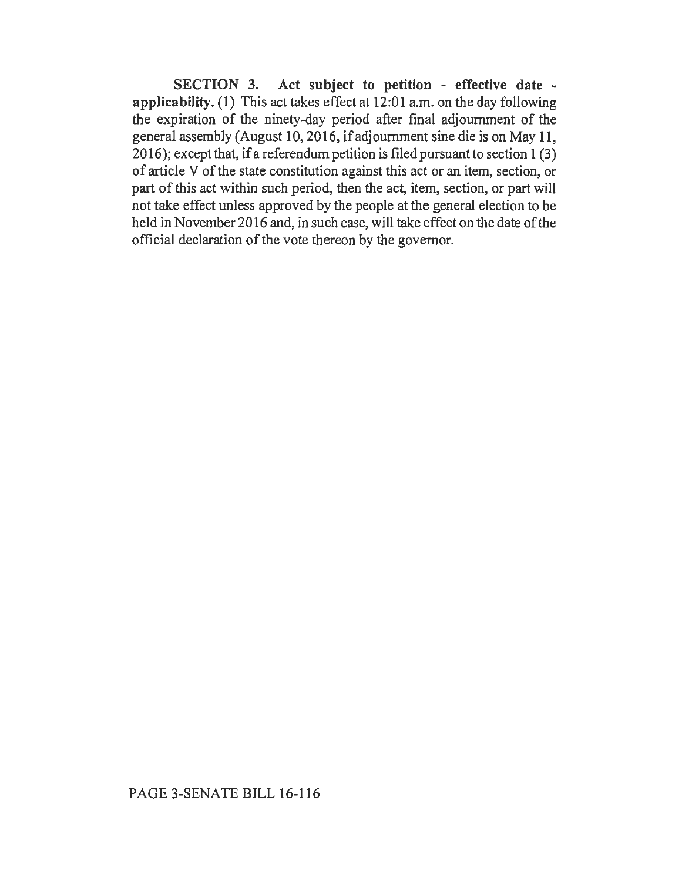**SECTION 3. Act subject to petition - effective date - applicability.** (1) This act takes effect at 12:01 a.m. on the day following the expiration of the ninety-day period after final adjournment of the general assembly (August 10, 2016, if adjournment sine die is on May 11, 2016); except that, if a referendum petition is filed pursuant to section 1 (3) of article V of the state constitution against this act or an item, section, or part of this act within such period, then the act, item, section, or part will not take effect unless approved by the people at the general election to be held in November 2016 and, in such case, will take effect on the date of the official declaration of the vote thereon by the governor.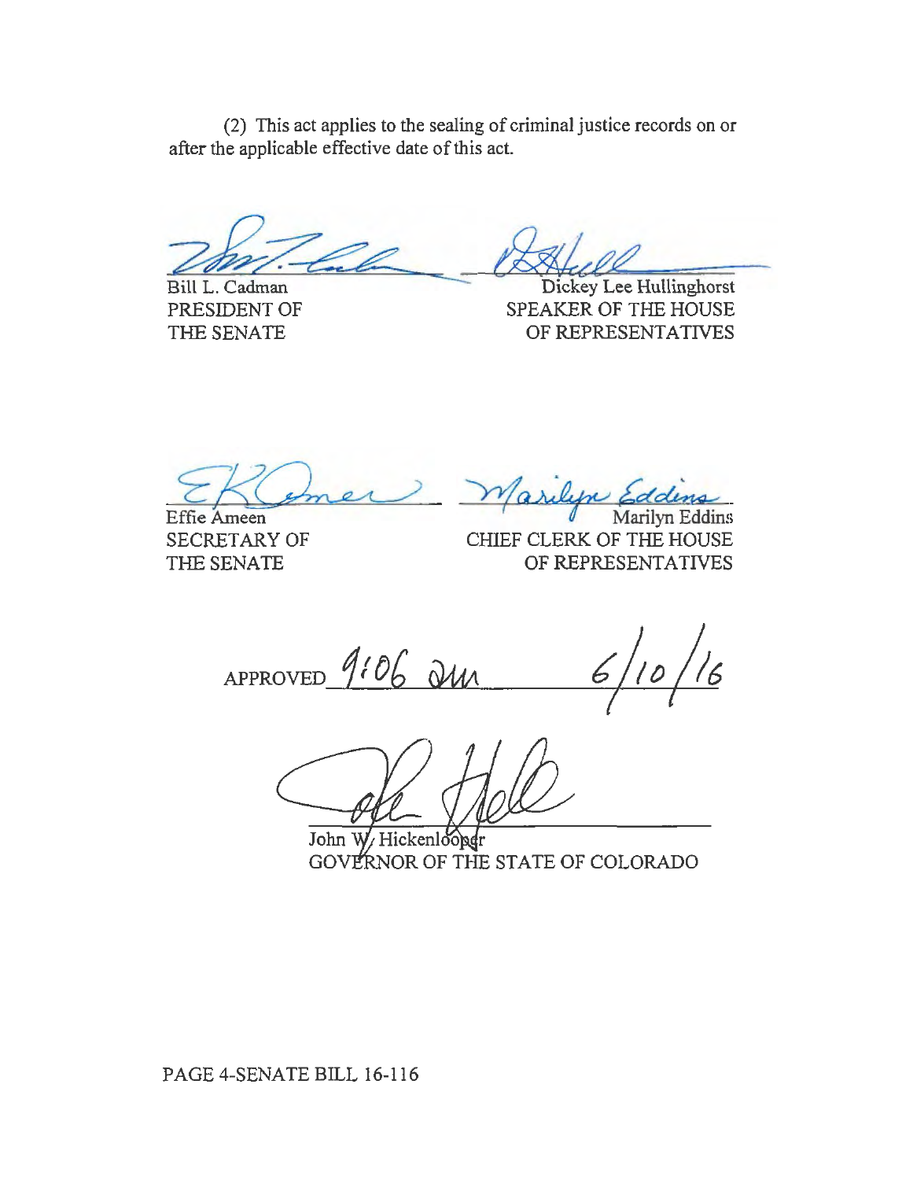(2) This act applies to the sealing of criminal justice records on or after the applicable effective date of this act.

Bill L. Cadman
PRESIDENT OF
THE SENATE

Dickey Lee Hullinghorst
SPEAKER OF THE HOUSE
OF REPRESENTATIVES

Effie Ameen
SECRETARY OF
THE SENATE

Marilyn Eddins
CHIEF CLERK OF THE HOUSE
OF REPRESENTATIVES

APPROVED 9:06 am 6/10/16

John W. Hickenlooper
GOVERNOR OF THE STATE OF COLORADO

PAGE 4-SENATE BILL 16-116